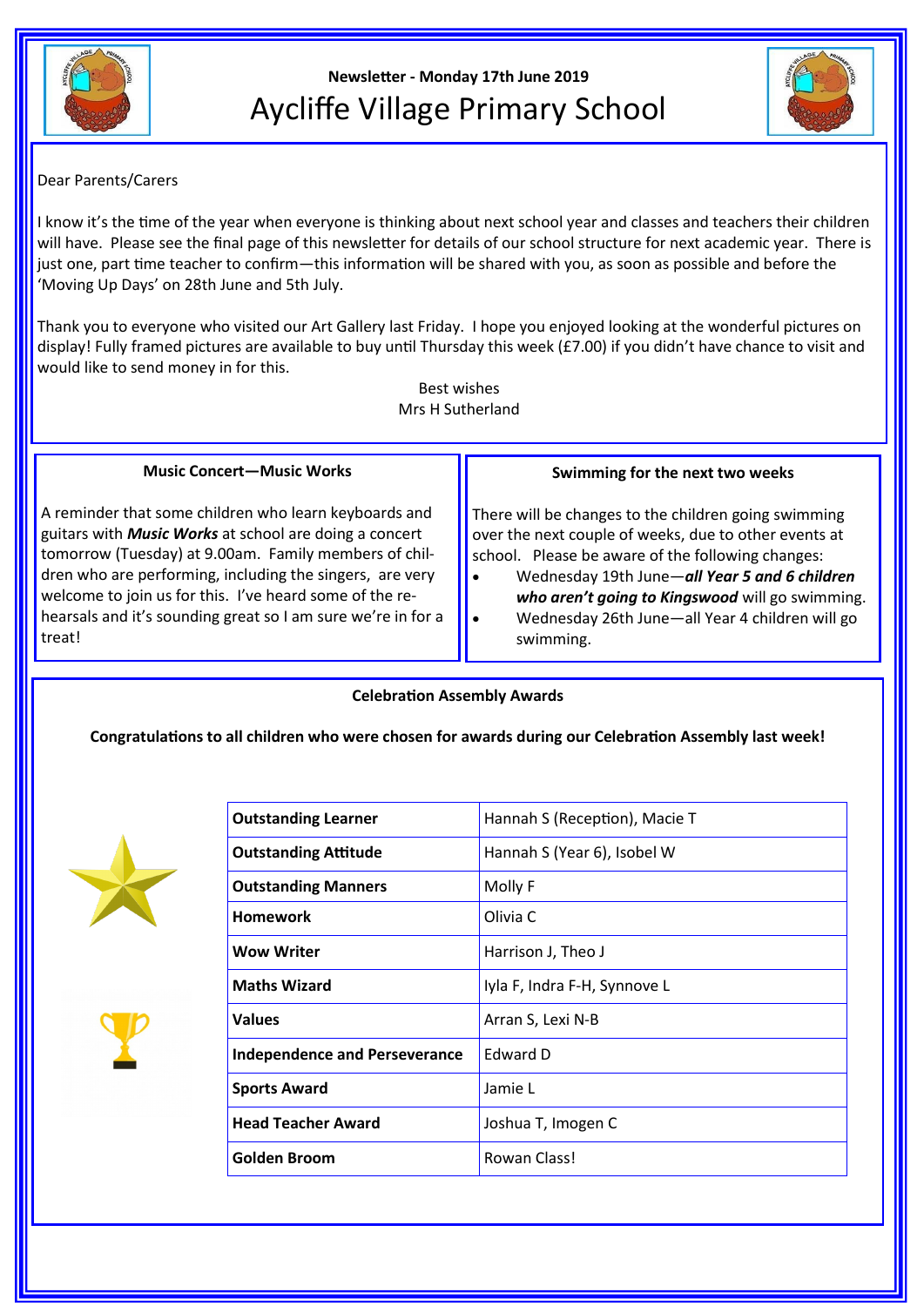Newsletter - Monday 17th June 2019

# Aycliffe Village Primary School

Dear Parents/Carers

I know it's the time of the year when everyone is thinking about next school year and classes and teachers their children will have. Please see the final page of this newsletter for details of our school structure for next academic year. There is just one, part time teacher to confirm—this information will be shared with you, as soon as possible and before the 'Moving Up Days' on 28th June and 5th July.

Thank you to everyone who visited our Art Gallery last Friday. I hope you enjoyed looking at the wonderful pictures on display! Fully framed pictures are available to buy until Thursday this week (£7.00) if you didn't have chance to visit and would like to send money in for this.

Best wishes
Mrs H Sutherland

## Music Concert—Music Works

A reminder that some children who learn keyboards and guitars with ***Music Works*** at school are doing a concert tomorrow (Tuesday) at 9.00am. Family members of children who are performing, including the singers, are very welcome to join us for this. I've heard some of the rehearsals and it's sounding great so I am sure we're in for a treat!

## Swimming for the next two weeks

There will be changes to the children going swimming over the next couple of weeks, due to other events at school. Please be aware of the following changes:

- Wednesday 19th June—***all Year 5 and 6 children who aren't going to Kingswood*** will go swimming.
- Wednesday 26th June—all Year 4 children will go swimming.

## Celebration Assembly Awards

**Congratulations to all children who were chosen for awards during our Celebration Assembly last week!**

| Award | Recipients |
|---|---|
| **Outstanding Learner** | Hannah S (Reception), Macie T |
| **Outstanding Attitude** | Hannah S (Year 6), Isobel W |
| **Outstanding Manners** | Molly F |
| **Homework** | Olivia C |
| **Wow Writer** | Harrison J, Theo J |
| **Maths Wizard** | Iyla F, Indra F-H, Synnove L |
| **Values** | Arran S, Lexi N-B |
| **Independence and Perseverance** | Edward D |
| **Sports Award** | Jamie L |
| **Head Teacher Award** | Joshua T, Imogen C |
| **Golden Broom** | Rowan Class! |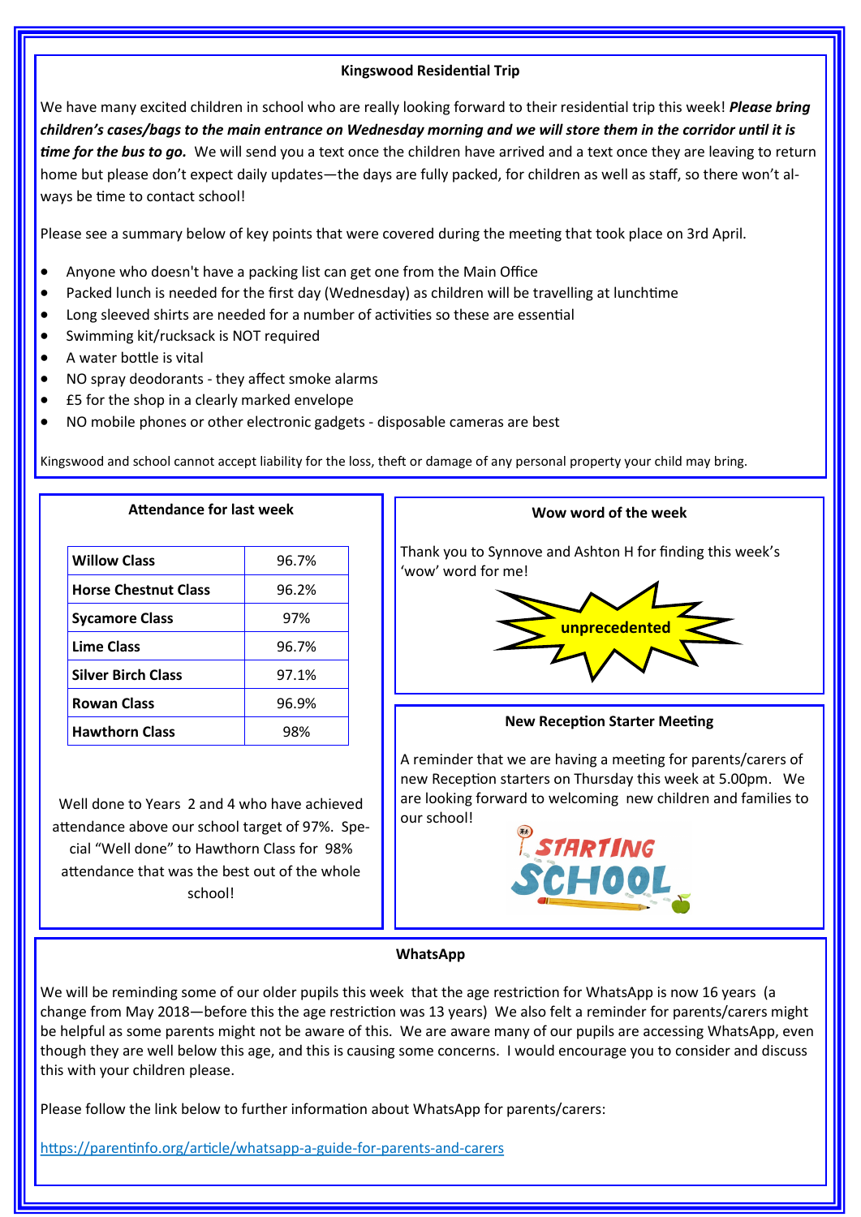## Kingswood Residential Trip

We have many excited children in school who are really looking forward to their residential trip this week! ***Please bring children's cases/bags to the main entrance on Wednesday morning and we will store them in the corridor until it is time for the bus to go.*** We will send you a text once the children have arrived and a text once they are leaving to return home but please don't expect daily updates—the days are fully packed, for children as well as staff, so there won't always be time to contact school!

Please see a summary below of key points that were covered during the meeting that took place on 3rd April.

- Anyone who doesn't have a packing list can get one from the Main Office
- Packed lunch is needed for the first day (Wednesday) as children will be travelling at lunchtime
- Long sleeved shirts are needed for a number of activities so these are essential
- Swimming kit/rucksack is NOT required
- A water bottle is vital
- NO spray deodorants - they affect smoke alarms
- £5 for the shop in a clearly marked envelope
- NO mobile phones or other electronic gadgets - disposable cameras are best

Kingswood and school cannot accept liability for the loss, theft or damage of any personal property your child may bring.

## Attendance for last week

| Class | Attendance |
|---|---|
| **Willow Class** | 96.7% |
| **Horse Chestnut Class** | 96.2% |
| **Sycamore Class** | 97% |
| **Lime Class** | 96.7% |
| **Silver Birch Class** | 97.1% |
| **Rowan Class** | 96.9% |
| **Hawthorn Class** | 98% |

Well done to Years 2 and 4 who have achieved attendance above our school target of 97%. Special "Well done" to Hawthorn Class for 98% attendance that was the best out of the whole school!

## Wow word of the week

Thank you to Synnove and Ashton H for finding this week's 'wow' word for me!

**unprecedented**

## New Reception Starter Meeting

A reminder that we are having a meeting for parents/carers of new Reception starters on Thursday this week at 5.00pm. We are looking forward to welcoming new children and families to our school!

STARTING SCHOOL

## WhatsApp

We will be reminding some of our older pupils this week that the age restriction for WhatsApp is now 16 years (a change from May 2018—before this the age restriction was 13 years) We also felt a reminder for parents/carers might be helpful as some parents might not be aware of this. We are aware many of our pupils are accessing WhatsApp, even though they are well below this age, and this is causing some concerns. I would encourage you to consider and discuss this with your children please.

Please follow the link below to further information about WhatsApp for parents/carers:

https://parentinfo.org/article/whatsapp-a-guide-for-parents-and-carers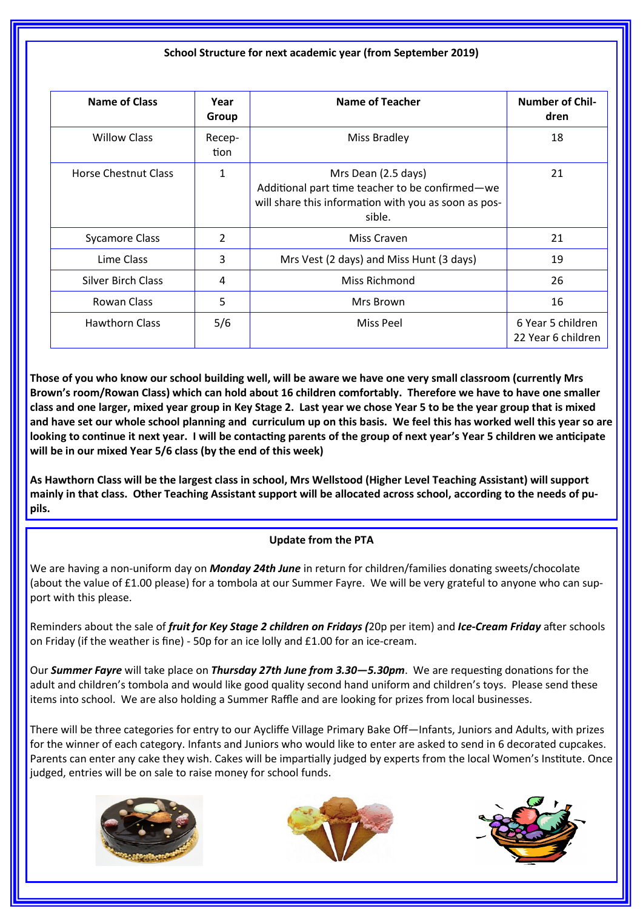**School Structure for next academic year (from September 2019)**

| Name of Class | Year Group | Name of Teacher | Number of Children |
|---|---|---|---|
| Willow Class | Reception | Miss Bradley | 18 |
| Horse Chestnut Class | 1 | Mrs Dean (2.5 days) Additional part time teacher to be confirmed—we will share this information with you as soon as possible. | 21 |
| Sycamore Class | 2 | Miss Craven | 21 |
| Lime Class | 3 | Mrs Vest (2 days) and Miss Hunt (3 days) | 19 |
| Silver Birch Class | 4 | Miss Richmond | 26 |
| Rowan Class | 5 | Mrs Brown | 16 |
| Hawthorn Class | 5/6 | Miss Peel | 6 Year 5 children 22 Year 6 children |

**Those of you who know our school building well, will be aware we have one very small classroom (currently Mrs Brown's room/Rowan Class) which can hold about 16 children comfortably. Therefore we have to have one smaller class and one larger, mixed year group in Key Stage 2. Last year we chose Year 5 to be the year group that is mixed and have set our whole school planning and curriculum up on this basis. We feel this has worked well this year so are looking to continue it next year. I will be contacting parents of the group of next year's Year 5 children we anticipate will be in our mixed Year 5/6 class (by the end of this week)**

**As Hawthorn Class will be the largest class in school, Mrs Wellstood (Higher Level Teaching Assistant) will support mainly in that class. Other Teaching Assistant support will be allocated across school, according to the needs of pupils.**

**Update from the PTA**

We are having a non-uniform day on ***Monday 24th June*** in return for children/families donating sweets/chocolate (about the value of £1.00 please) for a tombola at our Summer Fayre. We will be very grateful to anyone who can support with this please.

Reminders about the sale of ***fruit for Key Stage 2 children on Fridays (***20p per item) and ***Ice-Cream Friday*** after schools on Friday (if the weather is fine) - 50p for an ice lolly and £1.00 for an ice-cream.

Our ***Summer Fayre*** will take place on ***Thursday 27th June from 3.30—5.30pm***. We are requesting donations for the adult and children's tombola and would like good quality second hand uniform and children's toys. Please send these items into school. We are also holding a Summer Raffle and are looking for prizes from local businesses.

There will be three categories for entry to our Aycliffe Village Primary Bake Off—Infants, Juniors and Adults, with prizes for the winner of each category. Infants and Juniors who would like to enter are asked to send in 6 decorated cupcakes. Parents can enter any cake they wish. Cakes will be impartially judged by experts from the local Women's Institute. Once judged, entries will be on sale to raise money for school funds.